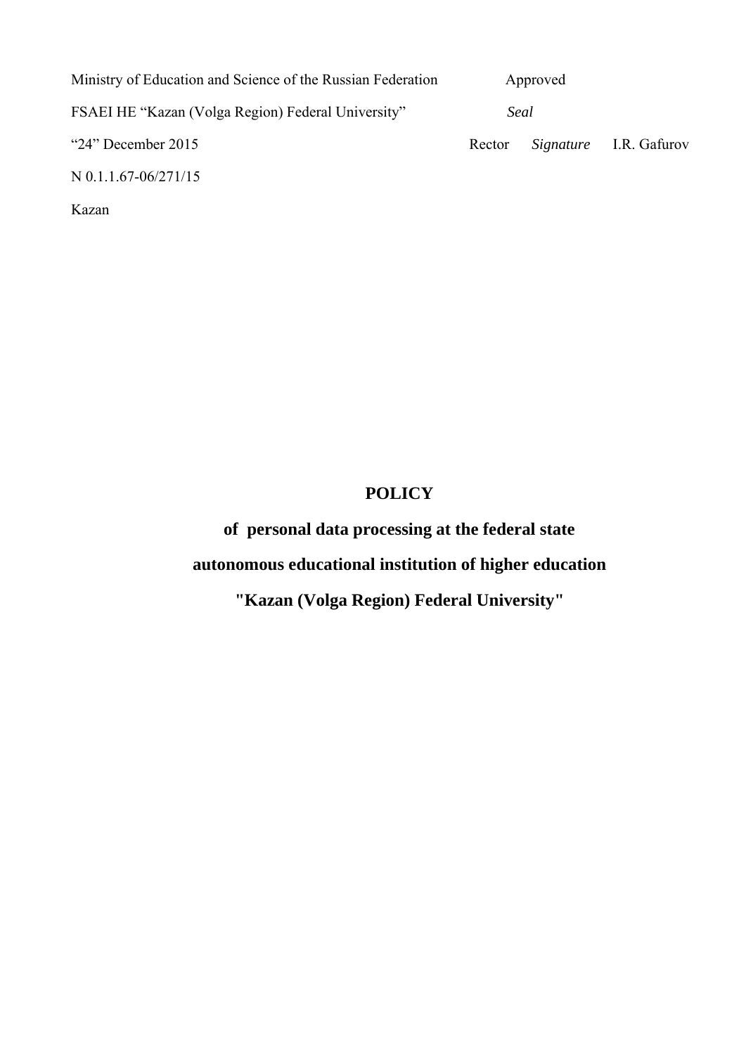Ministry of Education and Science of the Russian Federation

FSAEI HE “Kazan (Volga Region) Federal University”

“24” December 2015

N 0.1.1.67-06/271/15

Kazan

Approved

*Seal*

Rector *Signature* I.R. Gafurov

# POLICY

## of personal data processing at the federal state autonomous educational institution of higher education "Kazan (Volga Region) Federal University"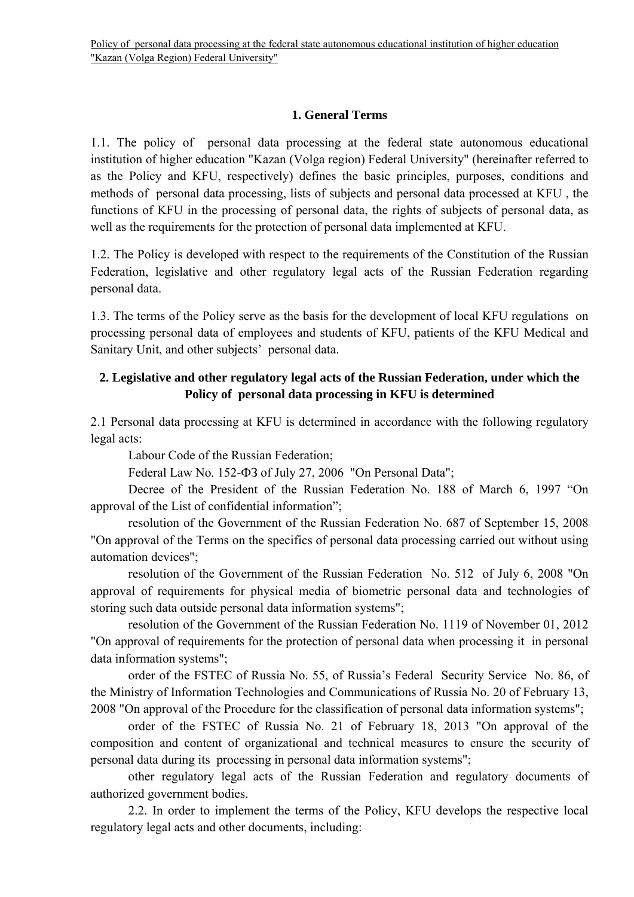## 1. General Terms

1.1. The policy of personal data processing at the federal state autonomous educational institution of higher education "Kazan (Volga region) Federal University" (hereinafter referred to as the Policy and KFU, respectively) defines the basic principles, purposes, conditions and methods of personal data processing, lists of subjects and personal data processed at KFU , the functions of KFU in the processing of personal data, the rights of subjects of personal data, as well as the requirements for the protection of personal data implemented at KFU.

1.2. The Policy is developed with respect to the requirements of the Constitution of the Russian Federation, legislative and other regulatory legal acts of the Russian Federation regarding personal data.

1.3. The terms of the Policy serve as the basis for the development of local KFU regulations on processing personal data of employees and students of KFU, patients of the KFU Medical and Sanitary Unit, and other subjects' personal data.

## 2. Legislative and other regulatory legal acts of the Russian Federation, under which the Policy of personal data processing in KFU is determined

2.1 Personal data processing at KFU is determined in accordance with the following regulatory legal acts:

Labour Code of the Russian Federation;

Federal Law No. 152-ФЗ of July 27, 2006 "On Personal Data";

Decree of the President of the Russian Federation No. 188 of March 6, 1997 "On approval of the List of confidential information";

resolution of the Government of the Russian Federation No. 687 of September 15, 2008 "On approval of the Terms on the specifics of personal data processing carried out without using automation devices";

resolution of the Government of the Russian Federation No. 512 of July 6, 2008 "On approval of requirements for physical media of biometric personal data and technologies of storing such data outside personal data information systems";

resolution of the Government of the Russian Federation No. 1119 of November 01, 2012 "On approval of requirements for the protection of personal data when processing it in personal data information systems";

order of the FSTEC of Russia No. 55, of Russia's Federal Security Service No. 86, of the Ministry of Information Technologies and Communications of Russia No. 20 of February 13, 2008 "On approval of the Procedure for the classification of personal data information systems";

order of the FSTEC of Russia No. 21 of February 18, 2013 "On approval of the composition and content of organizational and technical measures to ensure the security of personal data during its processing in personal data information systems";

other regulatory legal acts of the Russian Federation and regulatory documents of authorized government bodies.

2.2. In order to implement the terms of the Policy, KFU develops the respective local regulatory legal acts and other documents, including: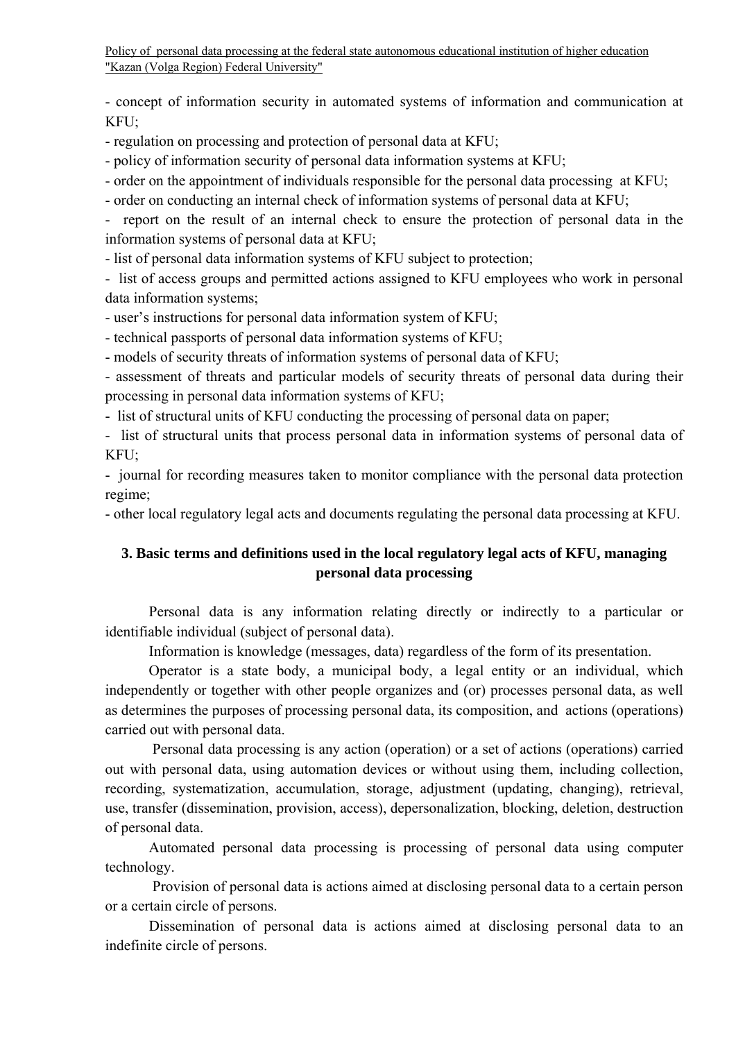- concept of information security in automated systems of information and communication at KFU;
- regulation on processing and protection of personal data at KFU;
- policy of information security of personal data information systems at KFU;
- order on the appointment of individuals responsible for the personal data processing at KFU;
- order on conducting an internal check of information systems of personal data at KFU;
- report on the result of an internal check to ensure the protection of personal data in the information systems of personal data at KFU;
- list of personal data information systems of KFU subject to protection;
- list of access groups and permitted actions assigned to KFU employees who work in personal data information systems;
- user's instructions for personal data information system of KFU;
- technical passports of personal data information systems of KFU;
- models of security threats of information systems of personal data of KFU;
- assessment of threats and particular models of security threats of personal data during their processing in personal data information systems of KFU;
- list of structural units of KFU conducting the processing of personal data on paper;
- list of structural units that process personal data in information systems of personal data of KFU;
- journal for recording measures taken to monitor compliance with the personal data protection regime;
- other local regulatory legal acts and documents regulating the personal data processing at KFU.

## 3. Basic terms and definitions used in the local regulatory legal acts of KFU, managing personal data processing

Personal data is any information relating directly or indirectly to a particular or identifiable individual (subject of personal data).

Information is knowledge (messages, data) regardless of the form of its presentation.

Operator is a state body, a municipal body, a legal entity or an individual, which independently or together with other people organizes and (or) processes personal data, as well as determines the purposes of processing personal data, its composition, and actions (operations) carried out with personal data.

Personal data processing is any action (operation) or a set of actions (operations) carried out with personal data, using automation devices or without using them, including collection, recording, systematization, accumulation, storage, adjustment (updating, changing), retrieval, use, transfer (dissemination, provision, access), depersonalization, blocking, deletion, destruction of personal data.

Automated personal data processing is processing of personal data using computer technology.

Provision of personal data is actions aimed at disclosing personal data to a certain person or a certain circle of persons.

Dissemination of personal data is actions aimed at disclosing personal data to an indefinite circle of persons.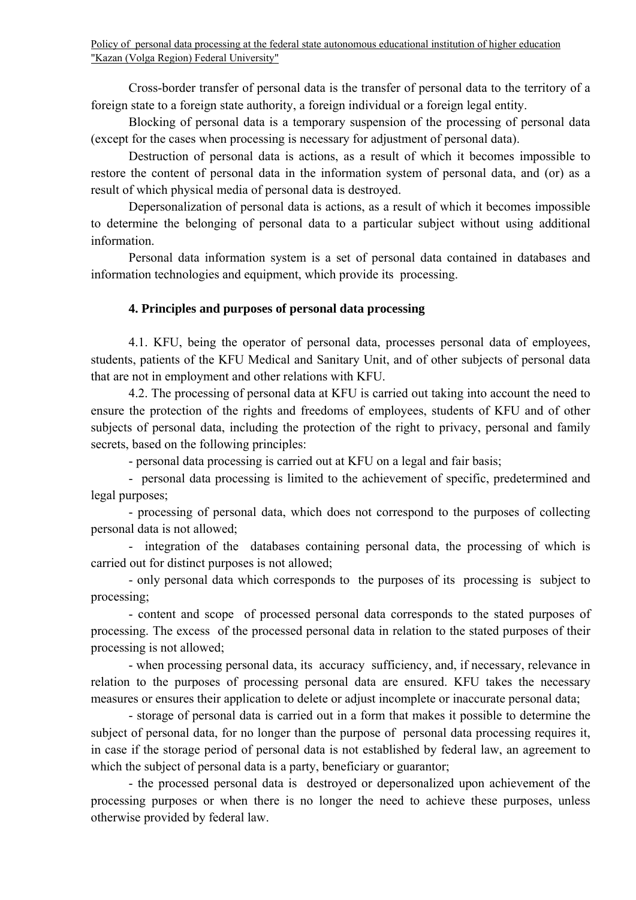Cross-border transfer of personal data is the transfer of personal data to the territory of a foreign state to a foreign state authority, a foreign individual or a foreign legal entity.

Blocking of personal data is a temporary suspension of the processing of personal data (except for the cases when processing is necessary for adjustment of personal data).

Destruction of personal data is actions, as a result of which it becomes impossible to restore the content of personal data in the information system of personal data, and (or) as a result of which physical media of personal data is destroyed.

Depersonalization of personal data is actions, as a result of which it becomes impossible to determine the belonging of personal data to a particular subject without using additional information.

Personal data information system is a set of personal data contained in databases and information technologies and equipment, which provide its processing.

### 4. Principles and purposes of personal data processing

4.1. KFU, being the operator of personal data, processes personal data of employees, students, patients of the KFU Medical and Sanitary Unit, and of other subjects of personal data that are not in employment and other relations with KFU.

4.2. The processing of personal data at KFU is carried out taking into account the need to ensure the protection of the rights and freedoms of employees, students of KFU and of other subjects of personal data, including the protection of the right to privacy, personal and family secrets, based on the following principles:

- personal data processing is carried out at KFU on a legal and fair basis;
- personal data processing is limited to the achievement of specific, predetermined and legal purposes;
- processing of personal data, which does not correspond to the purposes of collecting personal data is not allowed;
- integration of the databases containing personal data, the processing of which is carried out for distinct purposes is not allowed;
- only personal data which corresponds to the purposes of its processing is subject to processing;
- content and scope of processed personal data corresponds to the stated purposes of processing. The excess of the processed personal data in relation to the stated purposes of their processing is not allowed;
- when processing personal data, its accuracy sufficiency, and, if necessary, relevance in relation to the purposes of processing personal data are ensured. KFU takes the necessary measures or ensures their application to delete or adjust incomplete or inaccurate personal data;
- storage of personal data is carried out in a form that makes it possible to determine the subject of personal data, for no longer than the purpose of personal data processing requires it, in case if the storage period of personal data is not established by federal law, an agreement to which the subject of personal data is a party, beneficiary or guarantor;
- the processed personal data is destroyed or depersonalized upon achievement of the processing purposes or when there is no longer the need to achieve these purposes, unless otherwise provided by federal law.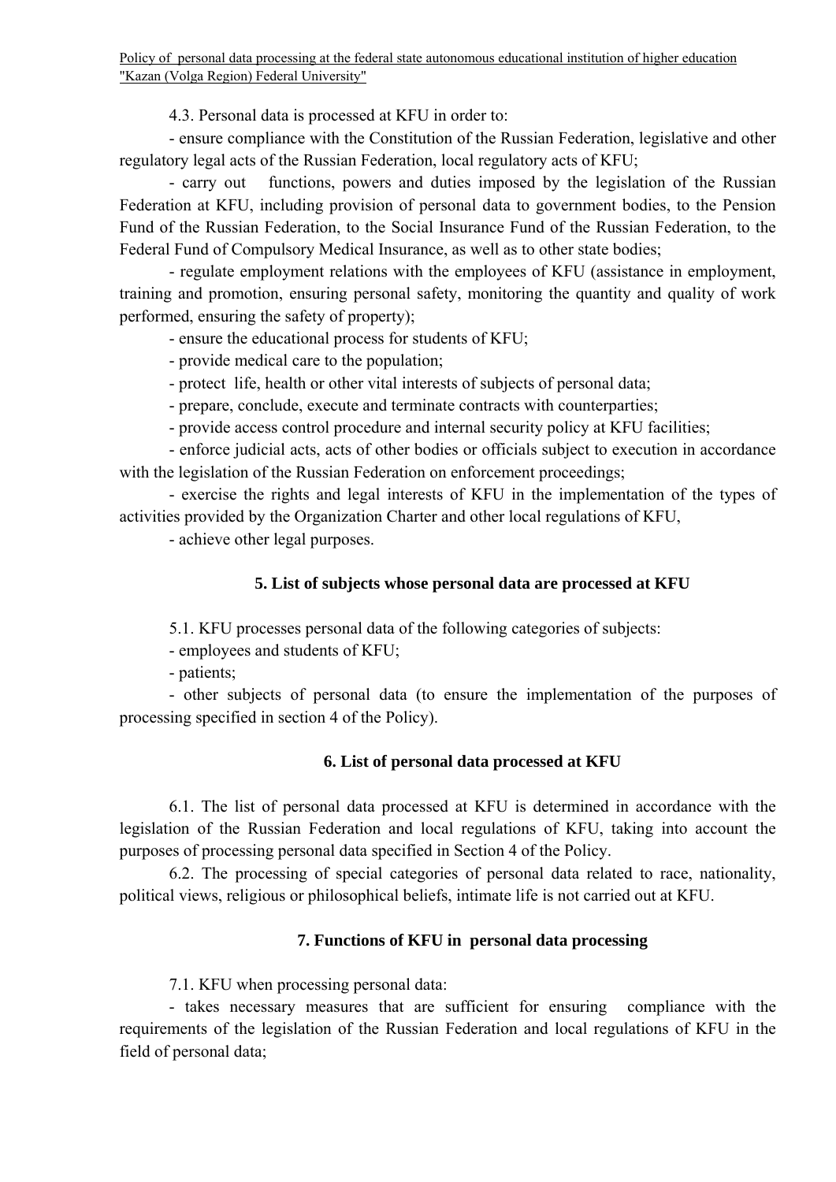4.3. Personal data is processed at KFU in order to:

- ensure compliance with the Constitution of the Russian Federation, legislative and other regulatory legal acts of the Russian Federation, local regulatory acts of KFU;
- carry out functions, powers and duties imposed by the legislation of the Russian Federation at KFU, including provision of personal data to government bodies, to the Pension Fund of the Russian Federation, to the Social Insurance Fund of the Russian Federation, to the Federal Fund of Compulsory Medical Insurance, as well as to other state bodies;
- regulate employment relations with the employees of KFU (assistance in employment, training and promotion, ensuring personal safety, monitoring the quantity and quality of work performed, ensuring the safety of property);
- ensure the educational process for students of KFU;
- provide medical care to the population;
- protect life, health or other vital interests of subjects of personal data;
- prepare, conclude, execute and terminate contracts with counterparties;
- provide access control procedure and internal security policy at KFU facilities;
- enforce judicial acts, acts of other bodies or officials subject to execution in accordance with the legislation of the Russian Federation on enforcement proceedings;
- exercise the rights and legal interests of KFU in the implementation of the types of activities provided by the Organization Charter and other local regulations of KFU,
- achieve other legal purposes.

## 5. List of subjects whose personal data are processed at KFU

5.1. KFU processes personal data of the following categories of subjects:

- employees and students of KFU;
- patients;
- other subjects of personal data (to ensure the implementation of the purposes of processing specified in section 4 of the Policy).

## 6. List of personal data processed at KFU

6.1. The list of personal data processed at KFU is determined in accordance with the legislation of the Russian Federation and local regulations of KFU, taking into account the purposes of processing personal data specified in Section 4 of the Policy.

6.2. The processing of special categories of personal data related to race, nationality, political views, religious or philosophical beliefs, intimate life is not carried out at KFU.

## 7. Functions of KFU in personal data processing

7.1. KFU when processing personal data:

- takes necessary measures that are sufficient for ensuring compliance with the requirements of the legislation of the Russian Federation and local regulations of KFU in the field of personal data;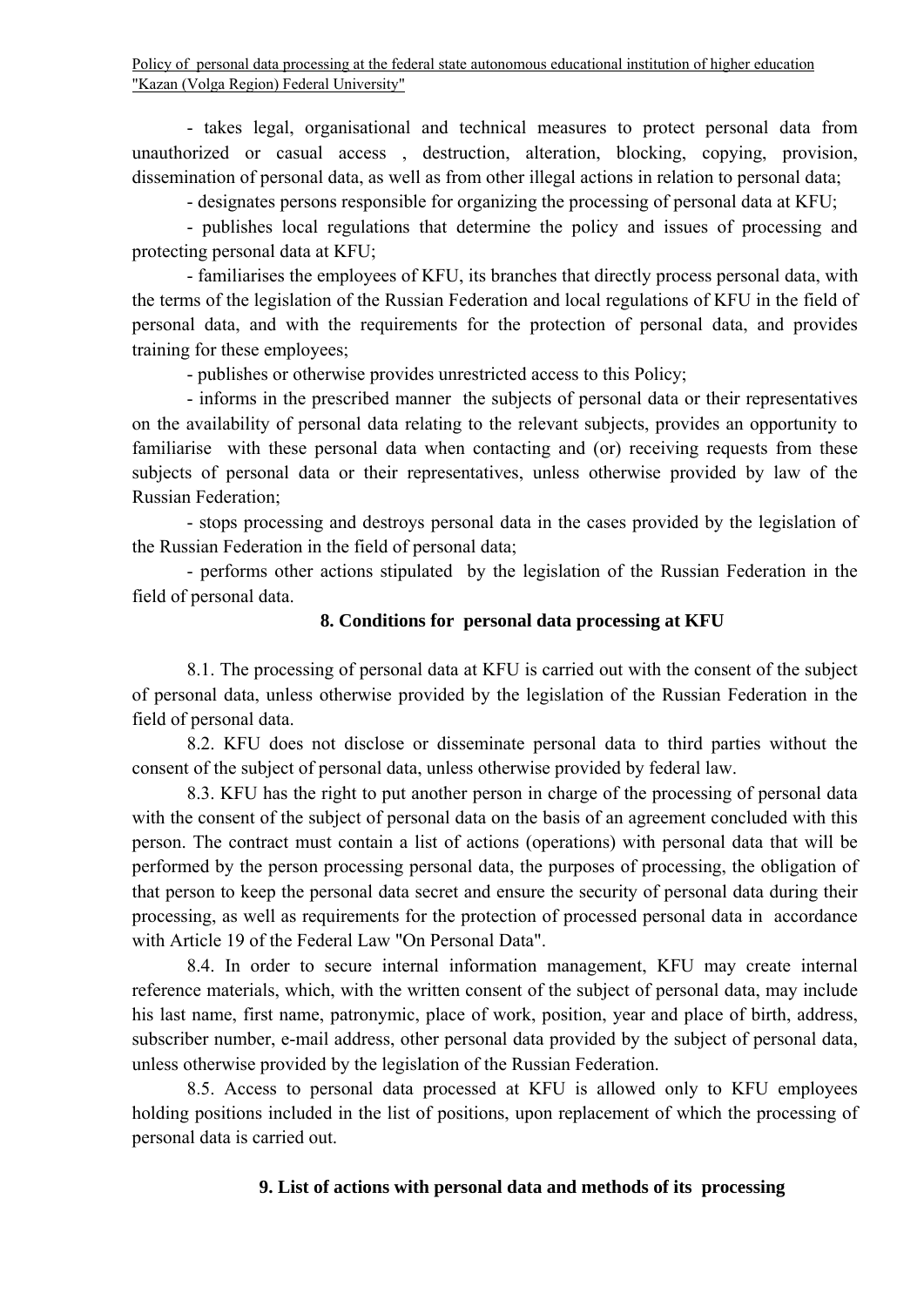- takes legal, organisational and technical measures to protect personal data from unauthorized or casual access , destruction, alteration, blocking, copying, provision, dissemination of personal data, as well as from other illegal actions in relation to personal data;

- designates persons responsible for organizing the processing of personal data at KFU;

- publishes local regulations that determine the policy and issues of processing and protecting personal data at KFU;

- familiarises the employees of KFU, its branches that directly process personal data, with the terms of the legislation of the Russian Federation and local regulations of KFU in the field of personal data, and with the requirements for the protection of personal data, and provides training for these employees;

- publishes or otherwise provides unrestricted access to this Policy;

- informs in the prescribed manner the subjects of personal data or their representatives on the availability of personal data relating to the relevant subjects, provides an opportunity to familiarise with these personal data when contacting and (or) receiving requests from these subjects of personal data or their representatives, unless otherwise provided by law of the Russian Federation;

- stops processing and destroys personal data in the cases provided by the legislation of the Russian Federation in the field of personal data;

- performs other actions stipulated by the legislation of the Russian Federation in the field of personal data.

## 8. Conditions for personal data processing at KFU

8.1. The processing of personal data at KFU is carried out with the consent of the subject of personal data, unless otherwise provided by the legislation of the Russian Federation in the field of personal data.

8.2. KFU does not disclose or disseminate personal data to third parties without the consent of the subject of personal data, unless otherwise provided by federal law.

8.3. KFU has the right to put another person in charge of the processing of personal data with the consent of the subject of personal data on the basis of an agreement concluded with this person. The contract must contain a list of actions (operations) with personal data that will be performed by the person processing personal data, the purposes of processing, the obligation of that person to keep the personal data secret and ensure the security of personal data during their processing, as well as requirements for the protection of processed personal data in accordance with Article 19 of the Federal Law "On Personal Data".

8.4. In order to secure internal information management, KFU may create internal reference materials, which, with the written consent of the subject of personal data, may include his last name, first name, patronymic, place of work, position, year and place of birth, address, subscriber number, e-mail address, other personal data provided by the subject of personal data, unless otherwise provided by the legislation of the Russian Federation.

8.5. Access to personal data processed at KFU is allowed only to KFU employees holding positions included in the list of positions, upon replacement of which the processing of personal data is carried out.

## 9. List of actions with personal data and methods of its processing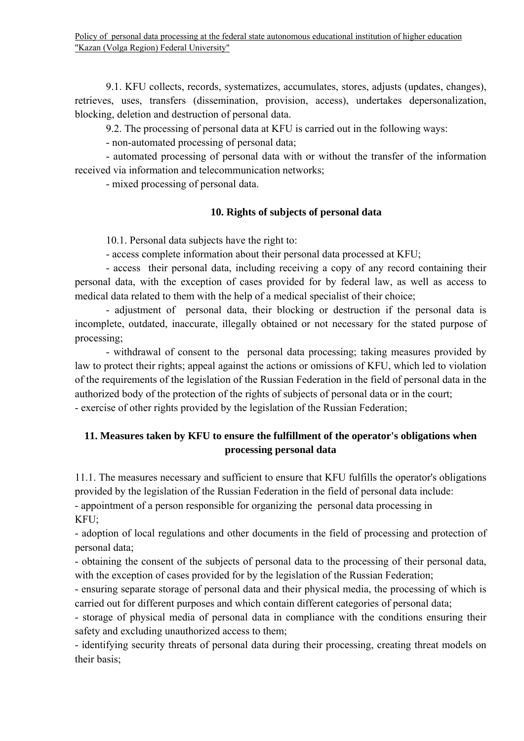9.1. KFU collects, records, systematizes, accumulates, stores, adjusts (updates, changes), retrieves, uses, transfers (dissemination, provision, access), undertakes depersonalization, blocking, deletion and destruction of personal data.

9.2. The processing of personal data at KFU is carried out in the following ways:

- non-automated processing of personal data;
- automated processing of personal data with or without the transfer of the information received via information and telecommunication networks;
- mixed processing of personal data.

## 10. Rights of subjects of personal data

10.1. Personal data subjects have the right to:

- access complete information about their personal data processed at KFU;
- access their personal data, including receiving a copy of any record containing their personal data, with the exception of cases provided for by federal law, as well as access to medical data related to them with the help of a medical specialist of their choice;
- adjustment of personal data, their blocking or destruction if the personal data is incomplete, outdated, inaccurate, illegally obtained or not necessary for the stated purpose of processing;
- withdrawal of consent to the personal data processing; taking measures provided by law to protect their rights; appeal against the actions or omissions of KFU, which led to violation of the requirements of the legislation of the Russian Federation in the field of personal data in the authorized body of the protection of the rights of subjects of personal data or in the court;
- exercise of other rights provided by the legislation of the Russian Federation;

## 11. Measures taken by KFU to ensure the fulfillment of the operator's obligations when processing personal data

11.1. The measures necessary and sufficient to ensure that KFU fulfills the operator's obligations provided by the legislation of the Russian Federation in the field of personal data include:

- appointment of a person responsible for organizing the personal data processing in KFU;
- adoption of local regulations and other documents in the field of processing and protection of personal data;
- obtaining the consent of the subjects of personal data to the processing of their personal data, with the exception of cases provided for by the legislation of the Russian Federation;
- ensuring separate storage of personal data and their physical media, the processing of which is carried out for different purposes and which contain different categories of personal data;
- storage of physical media of personal data in compliance with the conditions ensuring their safety and excluding unauthorized access to them;
- identifying security threats of personal data during their processing, creating threat models on their basis;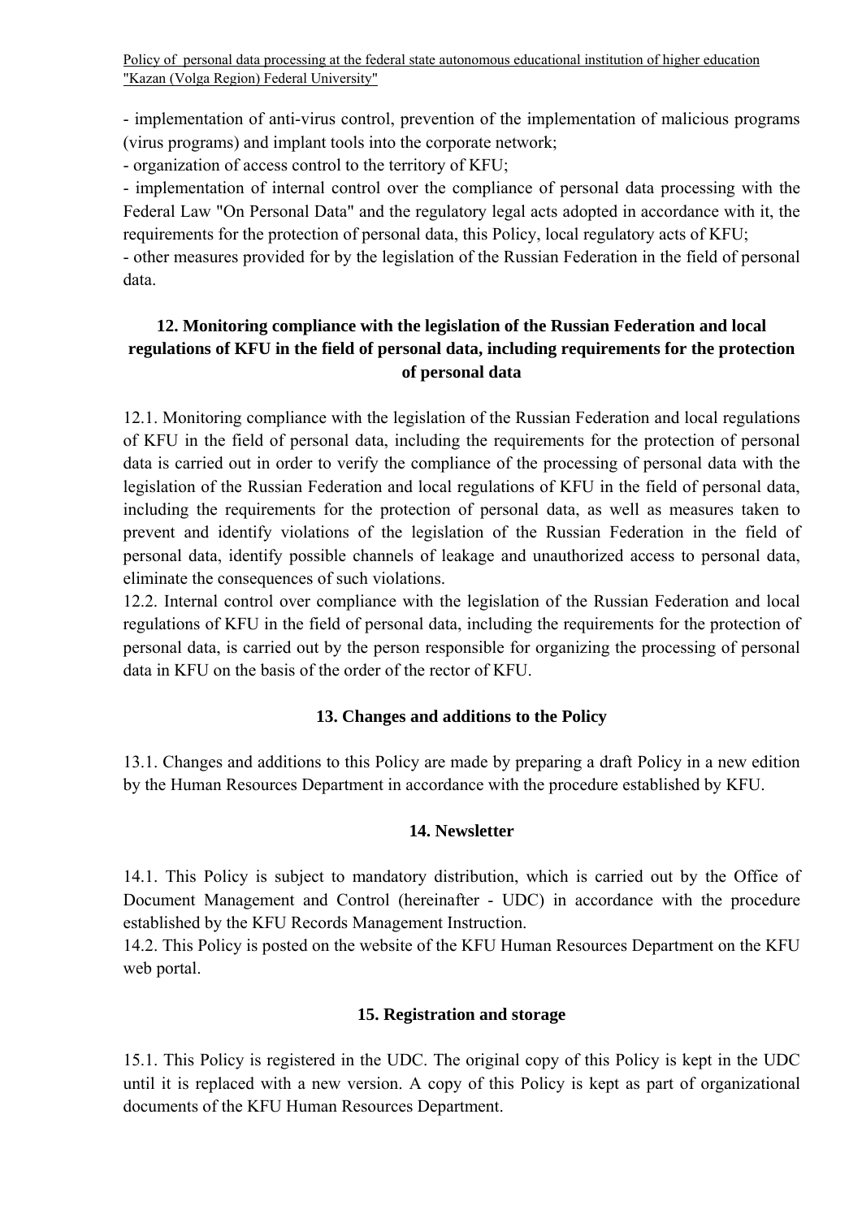- implementation of anti-virus control, prevention of the implementation of malicious programs (virus programs) and implant tools into the corporate network;
- organization of access control to the territory of KFU;
- implementation of internal control over the compliance of personal data processing with the Federal Law "On Personal Data" and the regulatory legal acts adopted in accordance with it, the requirements for the protection of personal data, this Policy, local regulatory acts of KFU;
- other measures provided for by the legislation of the Russian Federation in the field of personal data.

## 12. Monitoring compliance with the legislation of the Russian Federation and local regulations of KFU in the field of personal data, including requirements for the protection of personal data

12.1. Monitoring compliance with the legislation of the Russian Federation and local regulations of KFU in the field of personal data, including the requirements for the protection of personal data is carried out in order to verify the compliance of the processing of personal data with the legislation of the Russian Federation and local regulations of KFU in the field of personal data, including the requirements for the protection of personal data, as well as measures taken to prevent and identify violations of the legislation of the Russian Federation in the field of personal data, identify possible channels of leakage and unauthorized access to personal data, eliminate the consequences of such violations.
12.2. Internal control over compliance with the legislation of the Russian Federation and local regulations of KFU in the field of personal data, including the requirements for the protection of personal data, is carried out by the person responsible for organizing the processing of personal data in KFU on the basis of the order of the rector of KFU.

## 13. Changes and additions to the Policy

13.1. Changes and additions to this Policy are made by preparing a draft Policy in a new edition by the Human Resources Department in accordance with the procedure established by KFU.

## 14. Newsletter

14.1. This Policy is subject to mandatory distribution, which is carried out by the Office of Document Management and Control (hereinafter - UDC) in accordance with the procedure established by the KFU Records Management Instruction.
14.2. This Policy is posted on the website of the KFU Human Resources Department on the KFU web portal.

## 15. Registration and storage

15.1. This Policy is registered in the UDC. The original copy of this Policy is kept in the UDC until it is replaced with a new version. A copy of this Policy is kept as part of organizational documents of the KFU Human Resources Department.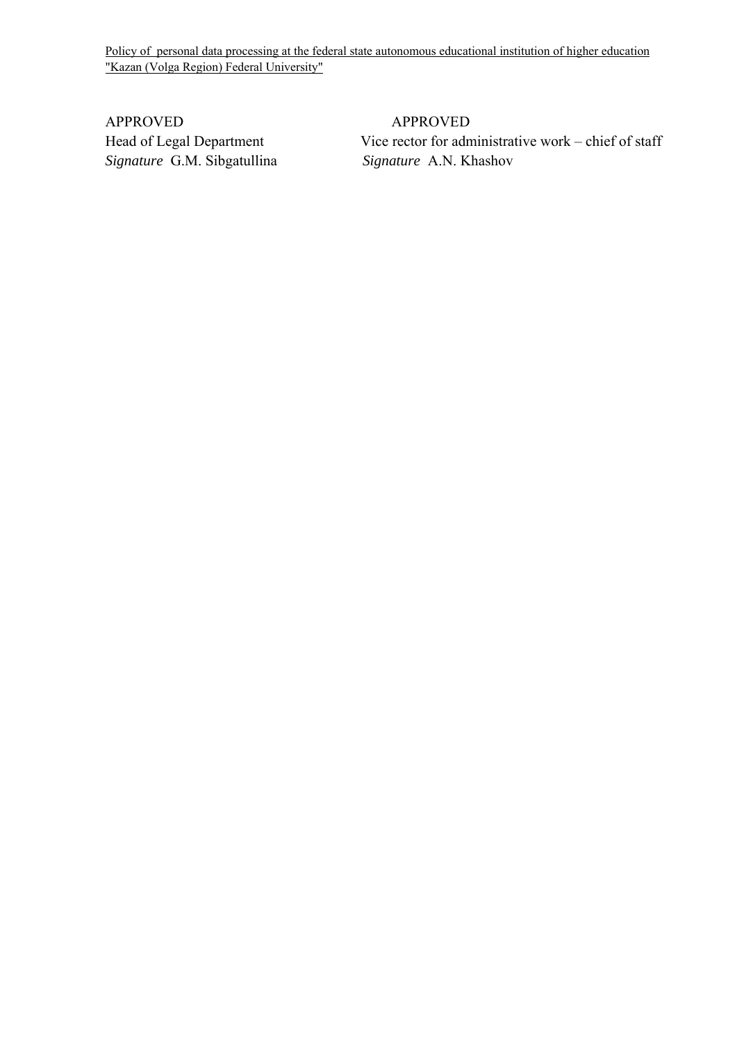APPROVED
Head of Legal Department
*Signature* G.M. Sibgatullina

APPROVED
Vice rector for administrative work – chief of staff
*Signature* A.N. Khashov